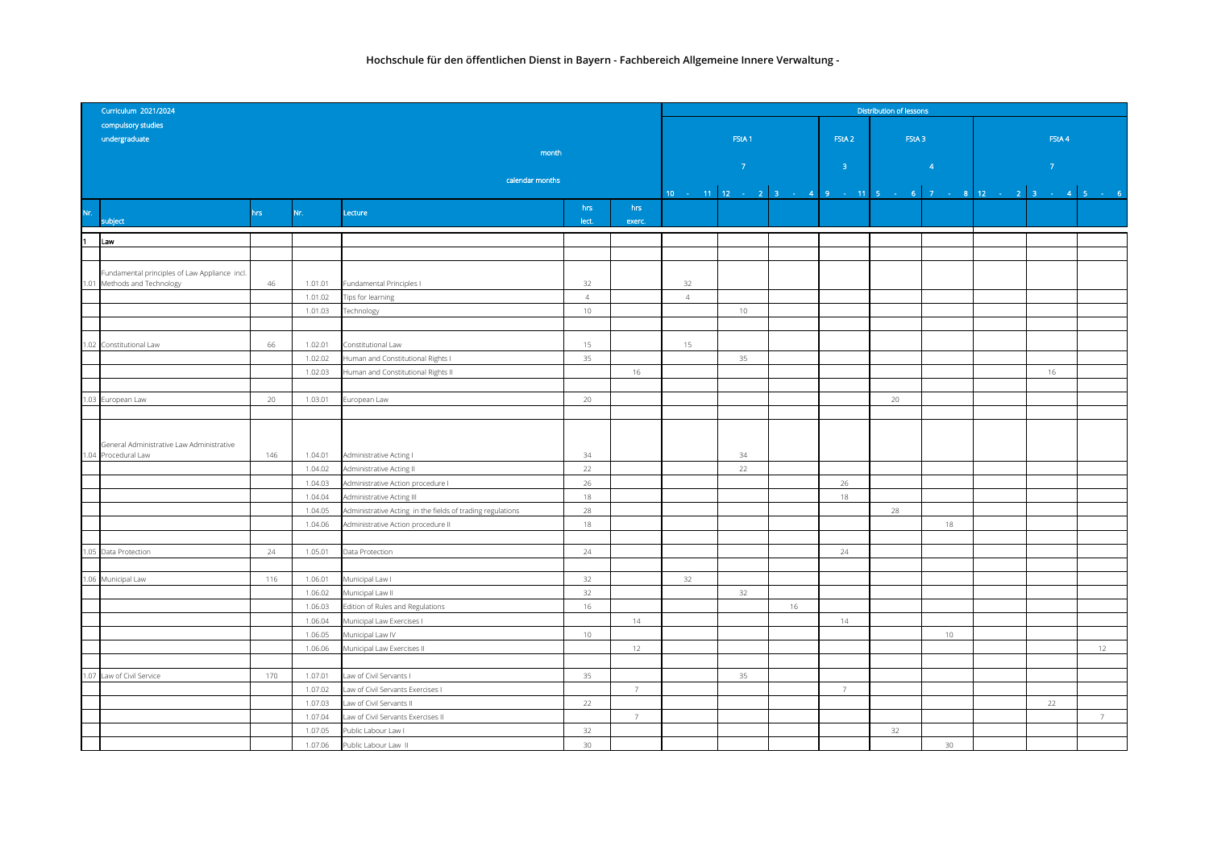**Hochschule für den öffentlichen Dienst in Bayern - Fachbereich Allgemeine Innere Verwaltung -**

| Curriculum 2021/2024 compulsory studies undergraduate | | | | | | | Distribution of lessons | | | | | | | | |
|---|---|---|---|---|---|---|---|---|---|---|---|---|---|---|---|
| | | | | | | | FStA 1 | | | FStA 2 | FStA 3 | | FStA 4 | | |
| | | | | month | | | 7 | | | 3 | 4 | | 7 | | |
| | | | | calendar months | | | 10 - 11 | 12 - 2 | 3 - 4 | 9 - 11 | 5 - 6 | 7 - 8 | 12 - 2 | 3 - 4 | 5 - 6 |
| Nr. | subject | hrs | Nr. | Lecture | hrs lect. | hrs exerc. | | | | | | | | | |
| 1 | Law | | | | | | | | | | | | | | |
| 1.01 | Fundamental principles of Law Appliance incl. Methods and Technology | 46 | 1.01.01 | Fundamental Principles I | 32 | | 32 | | | | | | | | |
| | | | 1.01.02 | Tips for learning | 4 | | 4 | | | | | | | | |
| | | | 1.01.03 | Technology | 10 | | | 10 | | | | | | | |
| 1.02 | Constitutional Law | 66 | 1.02.01 | Constitutional Law | 15 | | 15 | | | | | | | | |
| | | | 1.02.02 | Human and Constitutional Rights I | 35 | | | 35 | | | | | | | |
| | | | 1.02.03 | Human and Constitutional Rights II | | 16 | | | | | | | | 16 | |
| 1.03 | European Law | 20 | 1.03.01 | European Law | 20 | | | | | | 20 | | | | |
| 1.04 | General Administrative Law Administrative Procedural Law | 146 | 1.04.01 | Administrative Acting I | 34 | | | 34 | | | | | | | |
| | | | 1.04.02 | Administrative Acting II | 22 | | | 22 | | | | | | | |
| | | | 1.04.03 | Administrative Action procedure I | 26 | | | | | 26 | | | | | |
| | | | 1.04.04 | Administrative Acting III | 18 | | | | | 18 | | | | | |
| | | | 1.04.05 | Administrative Acting in the fields of trading regulations | 28 | | | | | | 28 | | | | |
| | | | 1.04.06 | Administrative Action procedure II | 18 | | | | | | | 18 | | | |
| 1.05 | Data Protection | 24 | 1.05.01 | Data Protection | 24 | | | | | 24 | | | | | |
| 1.06 | Municipal Law | 116 | 1.06.01 | Municipal Law I | 32 | | 32 | | | | | | | | |
| | | | 1.06.02 | Municipal Law II | 32 | | | 32 | | | | | | | |
| | | | 1.06.03 | Edition of Rules and Regulations | 16 | | | | 16 | | | | | | |
| | | | 1.06.04 | Municipal Law Exercises I | | 14 | | | | 14 | | | | | |
| | | | 1.06.05 | Municipal Law IV | 10 | | | | | | | 10 | | | |
| | | | 1.06.06 | Municipal Law Exercises II | | 12 | | | | | | | | | 12 |
| 1.07 | Law of Civil Service | 170 | 1.07.01 | Law of Civil Servants I | 35 | | | 35 | | | | | | | |
| | | | 1.07.02 | Law of Civil Servants Exercises I | | 7 | | | | 7 | | | | | |
| | | | 1.07.03 | Law of Civil Servants II | 22 | | | | | | | | | 22 | |
| | | | 1.07.04 | Law of Civil Servants Exercises II | | 7 | | | | | | | | | 7 |
| | | | 1.07.05 | Public Labour Law I | 32 | | | | | | 32 | | | | |
| | | | 1.07.06 | Public Labour Law II | 30 | | | | | | | 30 | | | |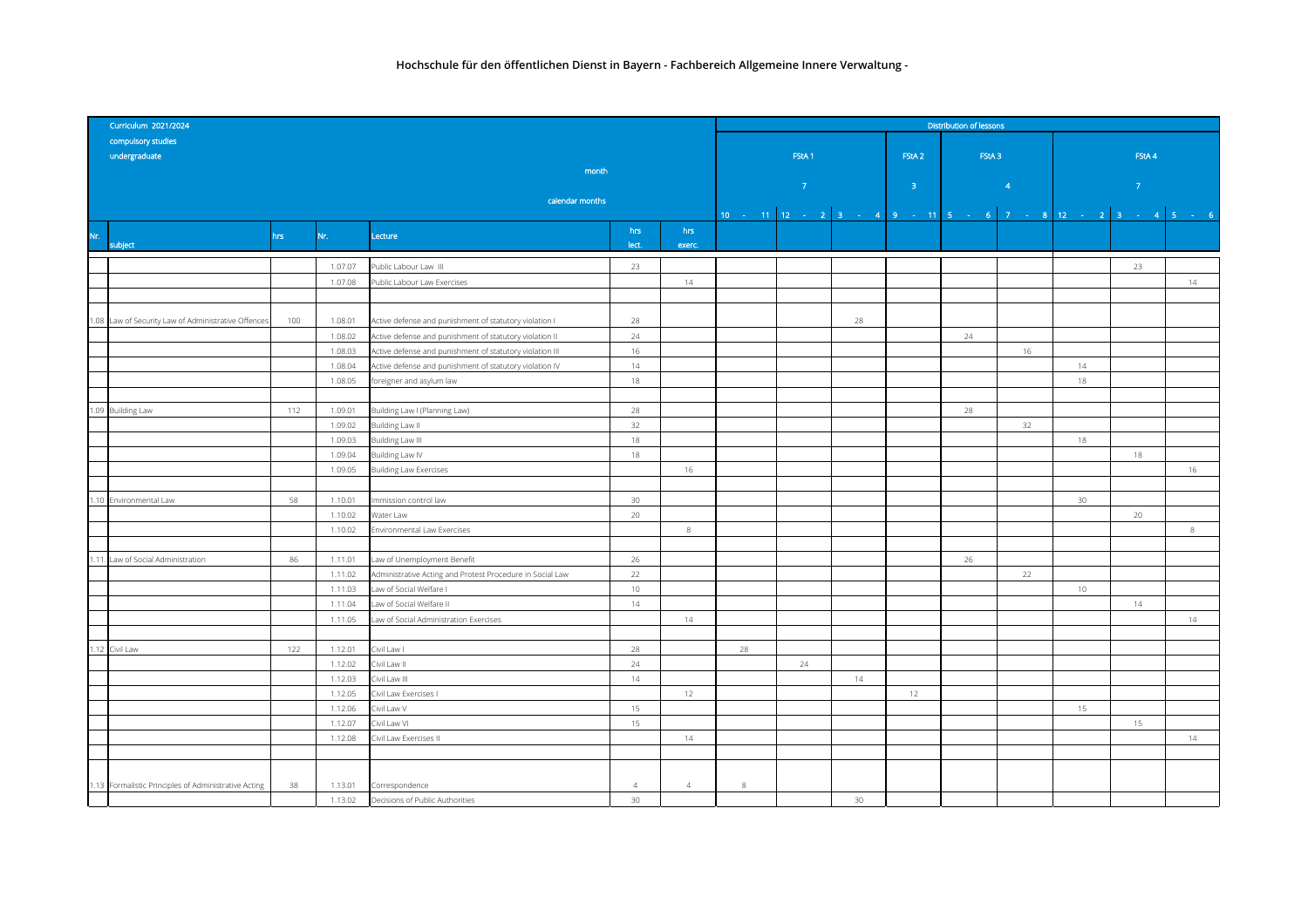| Curriculum 2021/2024 compulsory studies undergraduate | | | | | | | Distribution of lessons | | | | | | | | |
|---|---|---|---|---|---|---|---|---|---|---|---|---|---|---|---|
| | | | | month | | | FStA 1 | | | FStA 2 | FStA 3 | | FStA 4 | | |
| | | | | | | | 7 | | | 3 | 4 | | 7 | | |
| | | | | calendar months | | | 10 - 11 | 12 - 2 | 3 - 4 | 9 - 11 | 5 - 6 | 7 - 8 | 12 - 2 | 3 - 4 | 5 - 6 |
| Nr. | subject | hrs | Nr. | Lecture | hrs lect. | hrs exerc. | | | | | | | | | |
| | | | 1.07.07 | Public Labour Law III | 23 | | | | | | | | | 23 | |
| | | | 1.07.08 | Public Labour Law Exercises | | 14 | | | | | | | | | 14 |
| | | | | | | | | | | | | | | | |
| 1.08 | Law of Security Law of Administrative Offences | 100 | 1.08.01 | Active defense and punishment of statutory violation I | 28 | | | | 28 | | | | | | |
| | | | 1.08.02 | Active defense and punishment of statutory violation II | 24 | | | | | | 24 | | | | |
| | | | 1.08.03 | Active defense and punishment of statutory violation III | 16 | | | | | | | 16 | | | |
| | | | 1.08.04 | Active defense and punishment of statutory violation IV | 14 | | | | | | | | 14 | | |
| | | | 1.08.05 | foreigner and asylum law | 18 | | | | | | | | 18 | | |
| | | | | | | | | | | | | | | | |
| 1.09 | Building Law | 112 | 1.09.01 | Building Law I (Planning Law) | 28 | | | | | | 28 | | | | |
| | | | 1.09.02 | Building Law II | 32 | | | | | | | 32 | | | |
| | | | 1.09.03 | Building Law III | 18 | | | | | | | | 18 | | |
| | | | 1.09.04 | Building Law IV | 18 | | | | | | | | | 18 | |
| | | | 1.09.05 | Building Law Exercises | | 16 | | | | | | | | | 16 |
| | | | | | | | | | | | | | | | |
| 1.10 | Environmental Law | 58 | 1.10.01 | Immission control law | 30 | | | | | | | | 30 | | |
| | | | 1.10.02 | Water Law | 20 | | | | | | | | | 20 | |
| | | | 1.10.02 | Environmental Law Exercises | | 8 | | | | | | | | | 8 |
| | | | | | | | | | | | | | | | |
| 1.11. | Law of Social Administration | 86 | 1.11.01 | Law of Unemployment Benefit | 26 | | | | | | 26 | | | | |
| | | | 1.11.02 | Administrative Acting and Protest Procedure in Social Law | 22 | | | | | | | 22 | | | |
| | | | 1.11.03 | Law of Social Welfare I | 10 | | | | | | | | 10 | | |
| | | | 1.11.04 | Law of Social Welfare II | 14 | | | | | | | | | 14 | |
| | | | 1.11.05 | Law of Social Administration Exercises | | 14 | | | | | | | | | 14 |
| | | | | | | | | | | | | | | | |
| 1.12 | Civil Law | 122 | 1.12.01 | Civil Law I | 28 | | 28 | | | | | | | | |
| | | | 1.12.02 | Civil Law II | 24 | | | 24 | | | | | | | |
| | | | 1.12.03 | Civil Law III | 14 | | | | 14 | | | | | | |
| | | | 1.12.05 | Civil Law Exercises I | | 12 | | | | 12 | | | | | |
| | | | 1.12.06 | Civil Law V | 15 | | | | | | | | 15 | | |
| | | | 1.12.07 | Civil Law VI | 15 | | | | | | | | | 15 | |
| | | | 1.12.08 | Civil Law Exercises II | | 14 | | | | | | | | | 14 |
| | | | | | | | | | | | | | | | |
| 1.13 | Formalistic Principles of Administrative Acting | 38 | 1.13.01 | Correspondence | 4 | 4 | 8 | | | | | | | | |
| | | | 1.13.02 | Decisions of Public Authorities | 30 | | | | 30 | | | | | | |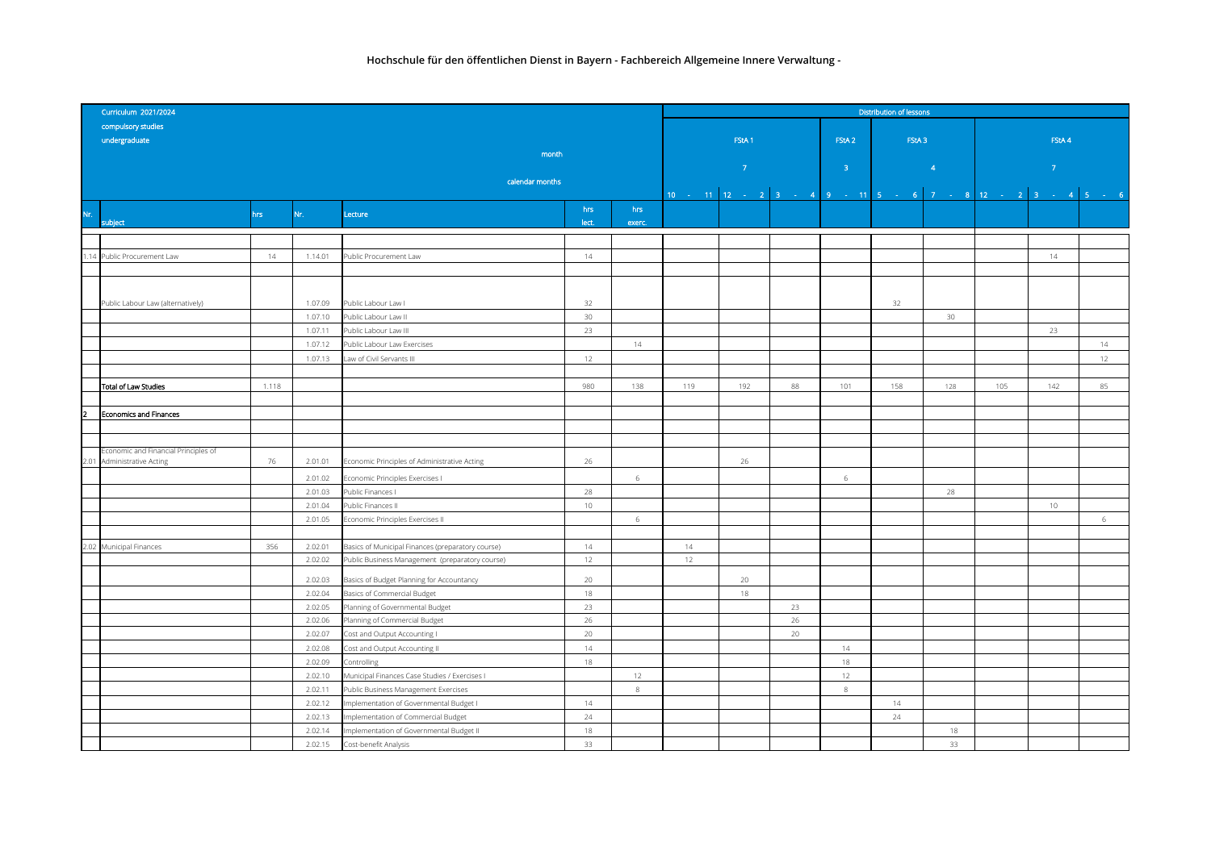**Hochschule für den öffentlichen Dienst in Bayern - Fachbereich Allgemeine Innere Verwaltung -**

| Curriculum 2021/2024<br>compulsory studies<br>undergraduate | | | | | | | Distribution of lessons | | | | | | | | | |
|---|---|---|---|---|---|---|---|---|---|---|---|---|---|---|---|---|
| | | | | | | | FStA 1 | | | FStA 2 | FStA 3 | | FStA 4 | | | |
| | | | month | | | | 7 | | | 3 | 4 | | 7 | | | |
| | | | calendar months | | | | 10 - 11 | 12 - 2 | 3 - 4 | 9 - 11 | 5 - 6 | 7 - 8 | 12 - 2 | 3 - 4 | 5 - 6 |
| Nr. | subject | hrs | Nr. | Lecture | hrs lect. | hrs exerc. | | | | | | | | | |
| | | | | | | | | | | | | | | | |
| 1.14 | Public Procurement Law | 14 | 1.14.01 | Public Procurement Law | 14 | | | | | | | | | 14 | |
| | | | | | | | | | | | | | | | |
| | Public Labour Law (alternatively) | | 1.07.09 | Public Labour Law I | 32 | | | | | | 32 | | | | |
| | | | 1.07.10 | Public Labour Law II | 30 | | | | | | | 30 | | | |
| | | | 1.07.11 | Public Labour Law III | 23 | | | | | | | | | 23 | |
| | | | 1.07.12 | Public Labour Law Exercises | | 14 | | | | | | | | | 14 |
| | | | 1.07.13 | Law of Civil Servants III | 12 | | | | | | | | | | 12 |
| | | | | | | | | | | | | | | | |
| | **Total of Law Studies** | 1.118 | | | 980 | 138 | 119 | 192 | 88 | 101 | 158 | 128 | 105 | 142 | 85 |
| | | | | | | | | | | | | | | | |
| 2 | **Economics and Finances** | | | | | | | | | | | | | | |
| | | | | | | | | | | | | | | | |
| 2.01 | Economic and Financial Principles of Administrative Acting | 76 | 2.01.01 | Economic Principles of Administrative Acting | 26 | | | 26 | | | | | | | |
| | | | 2.01.02 | Economic Principles Exercises I | | 6 | | | | 6 | | | | | |
| | | | 2.01.03 | Public Finances I | 28 | | | | | | | 28 | | | |
| | | | 2.01.04 | Public Finances II | 10 | | | | | | | | | 10 | |
| | | | 2.01.05 | Economic Principles Exercises II | | 6 | | | | | | | | | 6 |
| | | | | | | | | | | | | | | | |
| 2.02 | Municipal Finances | 356 | 2.02.01 | Basics of Municipal Finances (preparatory course) | 14 | | 14 | | | | | | | | |
| | | | 2.02.02 | Public Business Management (preparatory course) | 12 | | 12 | | | | | | | | |
| | | | 2.02.03 | Basics of Budget Planning for Accountancy | 20 | | | 20 | | | | | | | |
| | | | 2.02.04 | Basics of Commercial Budget | 18 | | | 18 | | | | | | | |
| | | | 2.02.05 | Planning of Governmental Budget | 23 | | | | 23 | | | | | | |
| | | | 2.02.06 | Planning of Commercial Budget | 26 | | | | 26 | | | | | | |
| | | | 2.02.07 | Cost and Output Accounting I | 20 | | | | 20 | | | | | | |
| | | | 2.02.08 | Cost and Output Accounting II | 14 | | | | | 14 | | | | | |
| | | | 2.02.09 | Controlling | 18 | | | | | 18 | | | | | |
| | | | 2.02.10 | Municipal Finances Case Studies / Exercises I | | 12 | | | | 12 | | | | | |
| | | | 2.02.11 | Public Business Management Exercises | | 8 | | | | 8 | | | | | |
| | | | 2.02.12 | Implementation of Governmental Budget I | 14 | | | | | | 14 | | | | |
| | | | 2.02.13 | Implementation of Commercial Budget | 24 | | | | | | 24 | | | | |
| | | | 2.02.14 | Implementation of Governmental Budget II | 18 | | | | | | | 18 | | | |
| | | | 2.02.15 | Cost-benefit Analysis | 33 | | | | | | | 33 | | | |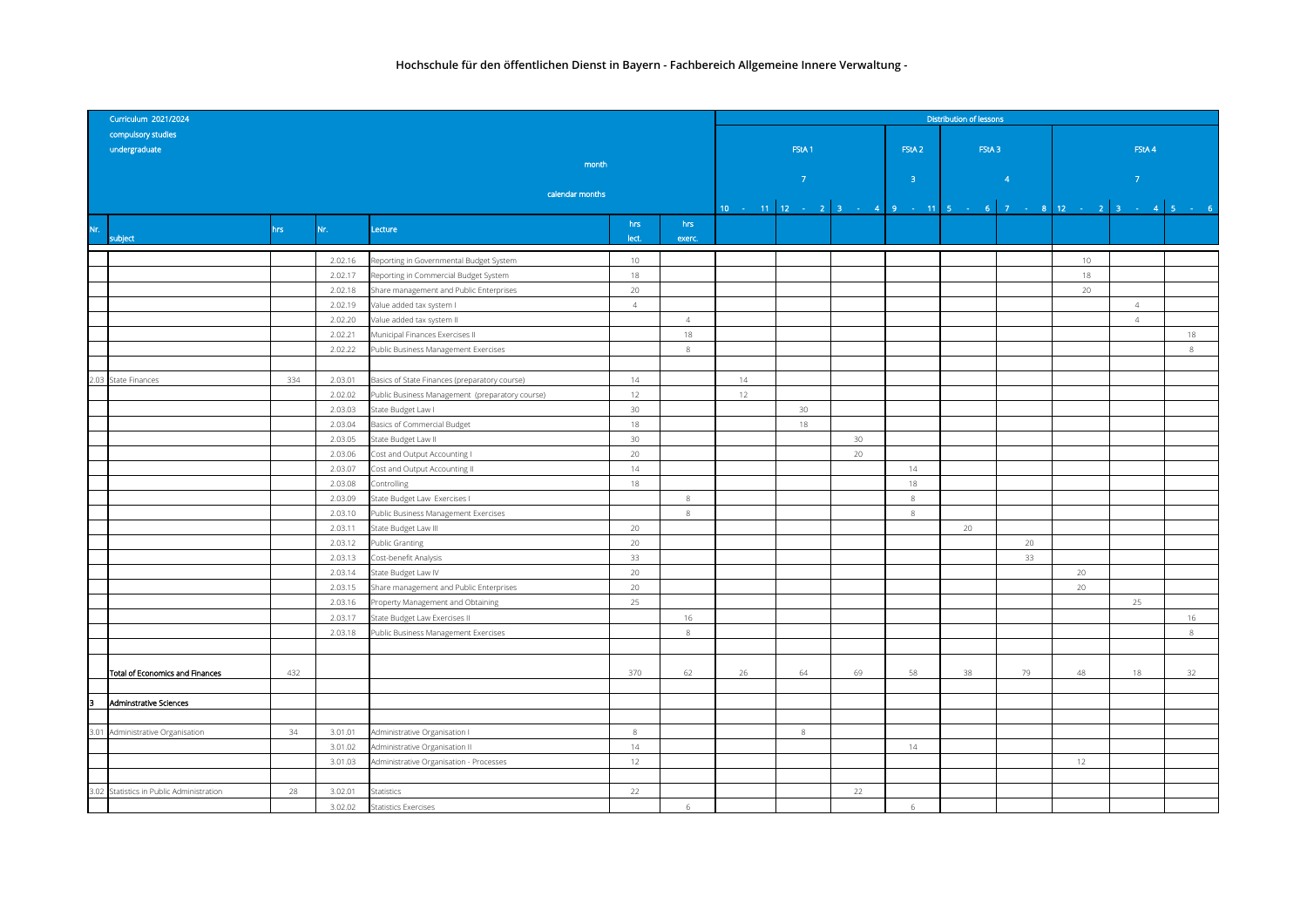**Hochschule für den öffentlichen Dienst in Bayern - Fachbereich Allgemeine Innere Verwaltung -**

| Curriculum 2021/2024 compulsory studies undergraduate | | | | | | Distribution of lessons | | | | | | | | |
|---|---|---|---|---|---|---|---|---|---|---|---|---|---|---|
| | | | | month | | FStA 1 | | | FStA 2 | FStA 3 | | FStA 4 | | |
| | | | | | | 7 | | | 3 | 4 | | 7 | | |
| | | | | calendar months | | 10 - 11 | 12 - 2 | 3 - 4 | 9 - 11 | 5 - 6 | 7 - 8 | 12 - 2 | 3 - 4 | 5 - 6 |
| Nr. | subject | hrs | Nr. | Lecture | hrs lect. | hrs exerc. | | | | | | | | | 
| | | | 2.02.16 | Reporting in Governmental Budget System | 10 | | | | | | | | 10 | | |
| | | | 2.02.17 | Reporting in Commercial Budget System | 18 | | | | | | | | 18 | | |
| | | | 2.02.18 | Share management and Public Enterprises | 20 | | | | | | | | 20 | | |
| | | | 2.02.19 | Value added tax system I | 4 | | | | | | | | | 4 | |
| | | | 2.02.20 | Value added tax system II | | 4 | | | | | | | | 4 | |
| | | | 2.02.21 | Municipal Finances Exercises II | | 18 | | | | | | | | | 18 |
| | | | 2.02.22 | Public Business Management Exercises | | 8 | | | | | | | | | 8 |
| | | | | | | | | | | | | | | | |
| 2.03 | State Finances | 334 | 2.03.01 | Basics of State Finances (preparatory course) | 14 | | 14 | | | | | | | | |
| | | | 2.02.02 | Public Business Management (preparatory course) | 12 | | 12 | | | | | | | | |
| | | | 2.03.03 | State Budget Law I | 30 | | | 30 | | | | | | | |
| | | | 2.03.04 | Basics of Commercial Budget | 18 | | | 18 | | | | | | | |
| | | | 2.03.05 | State Budget Law II | 30 | | | | 30 | | | | | | |
| | | | 2.03.06 | Cost and Output Accounting I | 20 | | | | 20 | | | | | | |
| | | | 2.03.07 | Cost and Output Accounting II | 14 | | | | | 14 | | | | | |
| | | | 2.03.08 | Controlling | 18 | | | | | 18 | | | | | |
| | | | 2.03.09 | State Budget Law Exercises I | | 8 | | | | 8 | | | | | |
| | | | 2.03.10 | Public Business Management Exercises | | 8 | | | | 8 | | | | | |
| | | | 2.03.11 | State Budget Law III | 20 | | | | | | 20 | | | | |
| | | | 2.03.12 | Public Granting | 20 | | | | | | | 20 | | | |
| | | | 2.03.13 | Cost-benefit Analysis | 33 | | | | | | | 33 | | | |
| | | | 2.03.14 | State Budget Law IV | 20 | | | | | | | | 20 | | |
| | | | 2.03.15 | Share management and Public Enterprises | 20 | | | | | | | | 20 | | |
| | | | 2.03.16 | Property Management and Obtaining | 25 | | | | | | | | | 25 | |
| | | | 2.03.17 | State Budget Law Exercises II | | 16 | | | | | | | | | 16 |
| | | | 2.03.18 | Public Business Management Exercises | | 8 | | | | | | | | | 8 |
| | | | | | | | | | | | | | | | |
| | **Total of Economics and Finances** | 432 | | | 370 | 62 | 26 | 64 | 69 | 58 | 38 | 79 | 48 | 18 | 32 |
| | | | | | | | | | | | | | | | |
| 3 | **Adminstrative Sciences** | | | | | | | | | | | | | | |
| | | | | | | | | | | | | | | | |
| 3.01 | Administrative Organisation | 34 | 3.01.01 | Administrative Organisation I | 8 | | | 8 | | | | | | | |
| | | | 3.01.02 | Administrative Organisation II | 14 | | | | | 14 | | | | | |
| | | | 3.01.03 | Administrative Organisation - Processes | 12 | | | | | | | | 12 | | |
| | | | | | | | | | | | | | | | |
| 3.02 | Statistics in Public Administration | 28 | 3.02.01 | Statistics | 22 | | | | 22 | | | | | | |
| | | | 3.02.02 | Statistics Exercises | | 6 | | | | 6 | | | | | |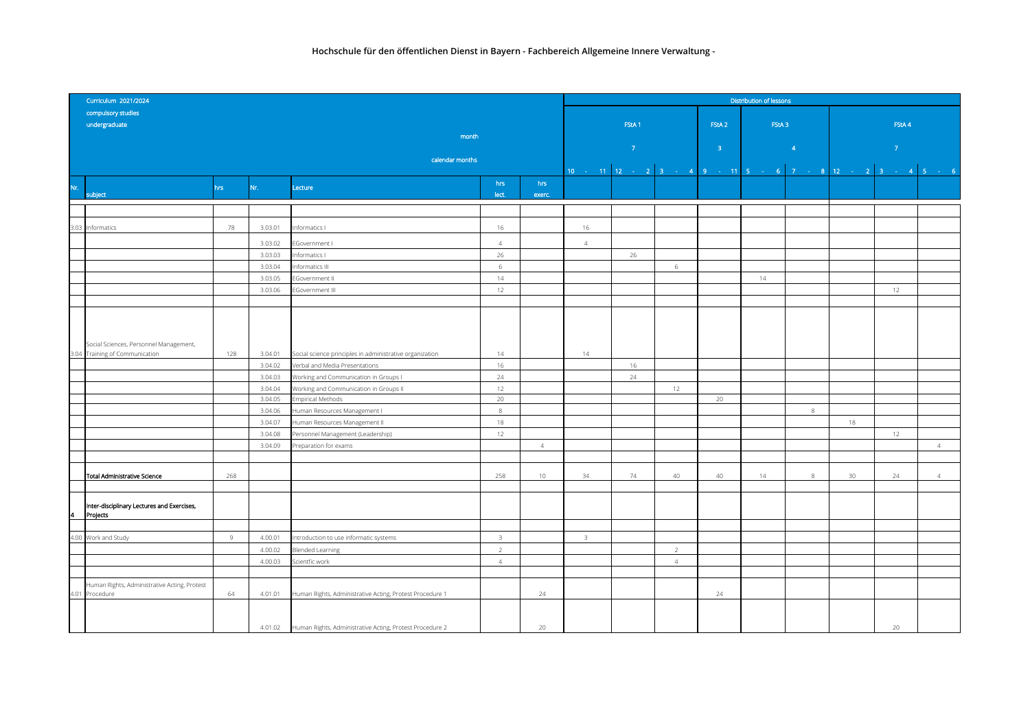## Hochschule für den öffentlichen Dienst in Bayern - Fachbereich Allgemeine Innere Verwaltung -

| Curriculum 2021/2024<br>compulsory studies<br>undergraduate | | | | | | | Distribution of lessons | | | | | | | | | |
|---|---|---|---|---|---|---|---|---|---|---|---|---|---|---|---|---|
| | | | | | | | FStA 1 | | | FStA 2 | FStA 3 | | FStA 4 | | | |
| month | | | | | | | 7 | | | 3 | 4 | | 7 | | | |
| calendar months | | | | | | | 10 - 11 | 12 - 2 | 3 - 4 | 9 - 11 | 5 - 6 | 7 - 8 | 12 - 2 | 3 - 4 | 5 - 6 | |
| Nr. | subject | hrs | Nr. | Lecture | hrs lect. | hrs exerc. | | | | | | | | | | |
| 3.03 | Informatics | 78 | 3.03.01 | Informatics I | 16 | | 16 | | | | | | | | | |
| | | | 3.03.02 | EGovernment I | 4 | | 4 | | | | | | | | | |
| | | | 3.03.03 | Informatics I | 26 | | | 26 | | | | | | | | |
| | | | 3.03.04 | Informatics III | 6 | | | | 6 | | | | | | | |
| | | | 3.03.05 | EGovernment II | 14 | | | | | | 14 | | | | | |
| | | | 3.03.06 | EGovernment III | 12 | | | | | | | | | 12 | | |
| 3.04 | Social Sciences, Personnel Management, Training of Communication | 128 | 3.04.01 | Social science principles in administrative organization | 14 | | 14 | | | | | | | | | |
| | | | 3.04.02 | Verbal and Media Presentations | 16 | | | 16 | | | | | | | | |
| | | | 3.04.03 | Working and Communication in Groups I | 24 | | | 24 | | | | | | | | |
| | | | 3.04.04 | Working and Communication in Groups II | 12 | | | | 12 | | | | | | | |
| | | | 3.04.05 | Empirical Methods | 20 | | | | | 20 | | | | | | |
| | | | 3.04.06 | Human Resources Management I | 8 | | | | | | | 8 | | | | |
| | | | 3.04.07 | Human Resources Management II | 18 | | | | | | | | 18 | | | |
| | | | 3.04.08 | Personnel Management (Leadership) | 12 | | | | | | | | | 12 | | |
| | | | 3.04.09 | Preparation for exams | | 4 | | | | | | | | | 4 | |
| | **Total Administrative Science** | 268 | | | 258 | 10 | 34 | 74 | 40 | 40 | 14 | 8 | 30 | 24 | 4 | |
| 4 | **Inter-disciplinary Lectures and Exercises, Projects** | | | | | | | | | | | | | | | |
| 4.00 | Work and Study | 9 | 4.00.01 | Introduction to use informatic systems | 3 | | 3 | | | | | | | | | |
| | | | 4.00.02 | Blended Learning | 2 | | | | 2 | | | | | | | |
| | | | 4.00.03 | Scientfic work | 4 | | | | 4 | | | | | | | |
| 4.01 | Human Rights, Administrative Acting, Protest Procedure | 64 | 4.01.01 | Human Rights, Administrative Acting, Protest Procedure 1 | | 24 | | | | 24 | | | | | | |
| | | | 4.01.02 | Human Rights, Administrative Acting, Protest Procedure 2 | | 20 | | | | | | | | 20 | | |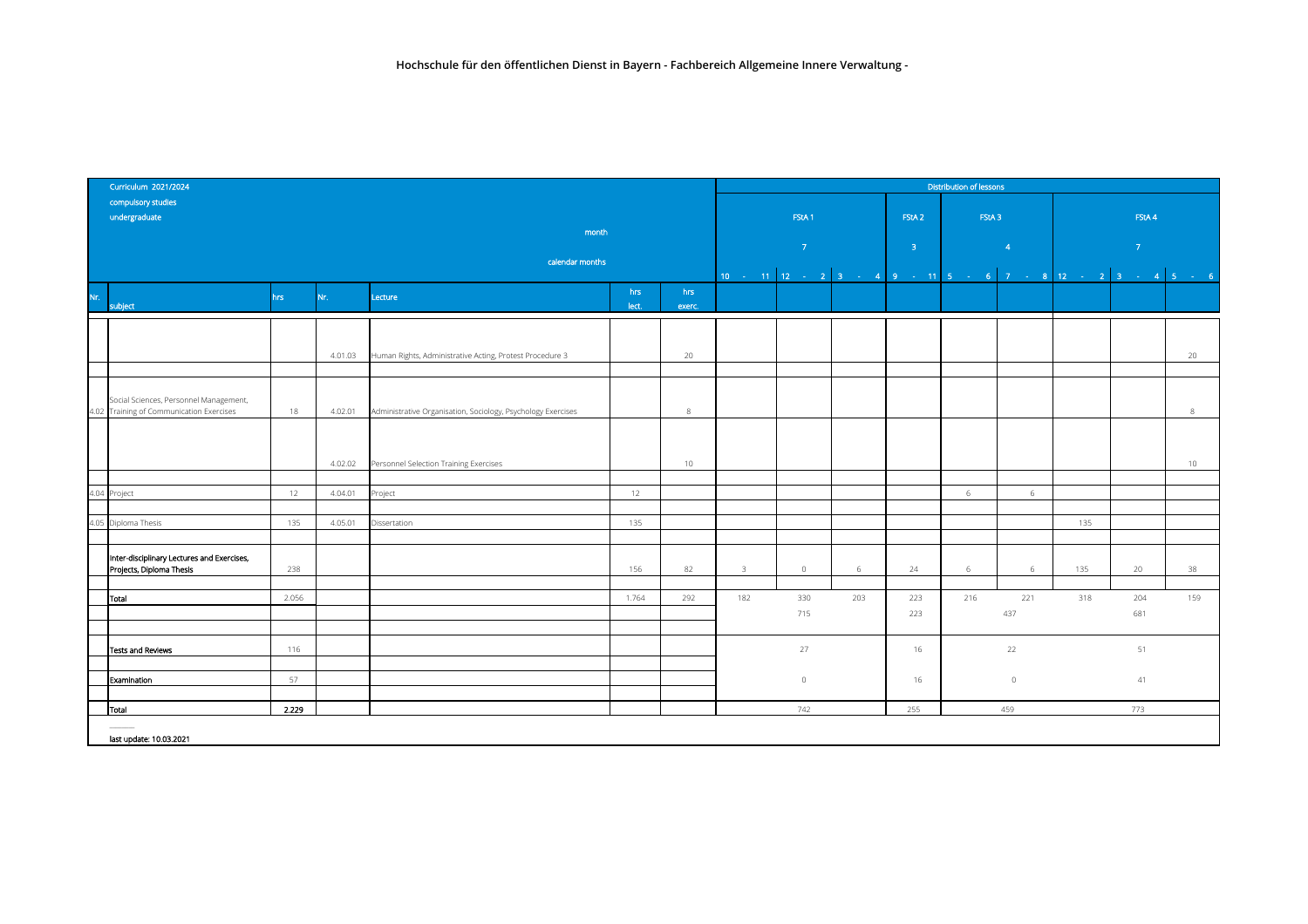**Hochschule für den öffentlichen Dienst in Bayern - Fachbereich Allgemeine Innere Verwaltung -**

| Curriculum 2021/2024 compulsory studies undergraduate | | | | | | Distribution of lessons | | | | | | | | |
|---|---|---|---|---|---|---|---|---|---|---|---|---|---|---|
| month | | | | | | FStA 1 | | | FStA 2 | FStA 3 | | FStA 4 | | |
| | | | | | | 7 | | | 3 | 4 | | 7 | | |
| calendar months | | | | | | 10 - 11 | 12 - 2 | 3 - 4 | 9 - 11 | 5 - 6 | 7 - 8 | 12 - 2 | 3 - 4 | 5 - 6 |
| Nr. / subject | hrs | Nr. | Lecture | hrs lect. | hrs exerc. | | | | | | | | | |
| | | 4.01.03 | Human Rights, Administrative Acting, Protest Procedure 3 | | 20 | | | | | | | | | 20 |
| 4.02 Social Sciences, Personnel Management, Training of Communication Exercises | 18 | 4.02.01 | Administrative Organisation, Sociology, Psychology Exercises | | 8 | | | | | | | | | 8 |
| | | 4.02.02 | Personnel Selection Training Exercises | | 10 | | | | | | | | | 10 |
| 4.04 Project | 12 | 4.04.01 | Project | 12 | | | | | | 6 | 6 | | | |
| 4.05 Diploma Thesis | 135 | 4.05.01 | Dissertation | 135 | | | | | | | | 135 | | |
| **Inter-disciplinary Lectures and Exercises, Projects, Diploma Thesis** | 238 | | | 156 | 82 | 3 | 0 | 6 | 24 | 6 | 6 | 135 | 20 | 38 |
| **Total** | 2.056 | | | 1.764 | 292 | 182 | 330 | 203 | 223 | 216 | 221 | 318 | 204 | 159 |
| | | | | | | | 715 | | 223 | 437 | | | 681 | |
| **Tests and Reviews** | 116 | | | | | | 27 | | 16 | 22 | | | 51 | |
| **Examination** | 57 | | | | | | 0 | | 16 | 0 | | | 41 | |
| **Total** | **2.229** | | | | | | 742 | | 255 | 459 | | | 773 | |

last update: 10.03.2021